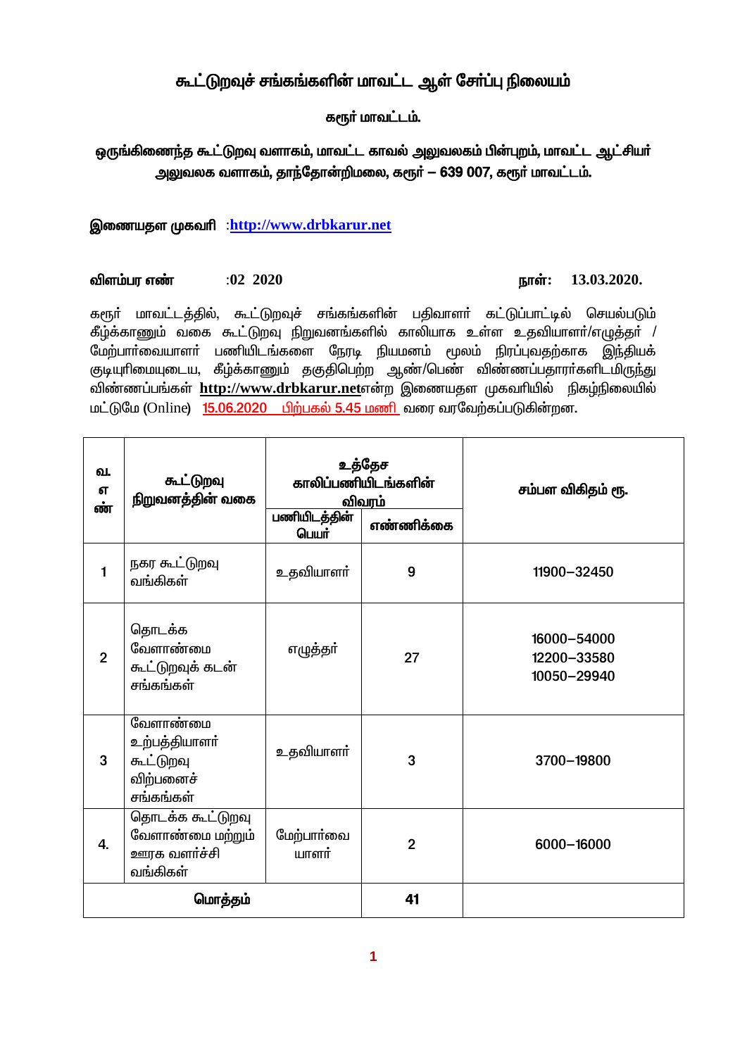# கூட்டுறவுச் சங்கங்களின் மாவட்ட ஆள் சேர்ப்பு நிலையம்

## கரூர் மாவட்டம்.

### ஒருங்கிணைந்த கூட்டுறவு வளாகம், மாவட்ட காவல் அலுவலகம் பின்புறம், மாவட்ட ஆட்சியர் அலுவலக வளாகம், தாந்தோன்றிமலை, கரூர் – 639 007, கரூர் மாவட்டம்.

**இணையதள முகவரி** :**http://www.drbkarur.net**

**விளம்பர எண்** :**02 2020** **நாள்: 13.03.2020.**

கரூர் மாவட்டத்தில், கூட்டுறவுச் சங்கங்களின் பதிவாளர் கட்டுப்பாட்டில் செயல்படும் கீழ்க்காணும் வகை கூட்டுறவு நிறுவனங்களில் காலியாக உள்ள உதவியாளர்/எழுத்தர் / மேற்பார்வையாளர் பணியிடங்களை நேரடி நியமனம் மூலம் நிரப்புவதற்காக இந்தியக் குடியுரிமையுடைய, கீழ்க்காணும் தகுதிபெற்ற ஆண்/பெண் விண்ணப்பதாரர்களிடமிருந்து விண்ணப்பங்கள் **http://www.drbkarur.net**என்ற இணையதள முகவரியில் நிகழ்நிலையில் மட்டுமே (Online) 15.06.2020 பிற்பகல் 5.45 மணி வரை வரவேற்கப்படுகின்றன.

| வ. எ ண் | கூட்டுறவு நிறுவனத்தின் வகை | உத்தேச காலிப்பணியிடங்களின் விவரம் | | சம்பள விகிதம் ரூ. |
|---|---|---|---|---|
| | | பணியிடத்தின் பெயர் | எண்ணிக்கை | |
| 1 | நகர கூட்டுறவு வங்கிகள் | உதவியாளர் | 9 | 11900–32450 |
| 2 | தொடக்க வேளாண்மை கூட்டுறவுக் கடன் சங்கங்கள் | எழுத்தர் | 27 | 16000–54000<br>12200–33580<br>10050–29940 |
| 3 | வேளாண்மை உற்பத்தியாளர் கூட்டுறவு விற்பனைச் சங்கங்கள் | உதவியாளர் | 3 | 3700–19800 |
| 4. | தொடக்க கூட்டுறவு வேளாண்மை மற்றும் ஊரக வளர்ச்சி வங்கிகள் | மேற்பார்வை யாளர் | 2 | 6000–16000 |
| மொத்தம் | | | 41 | |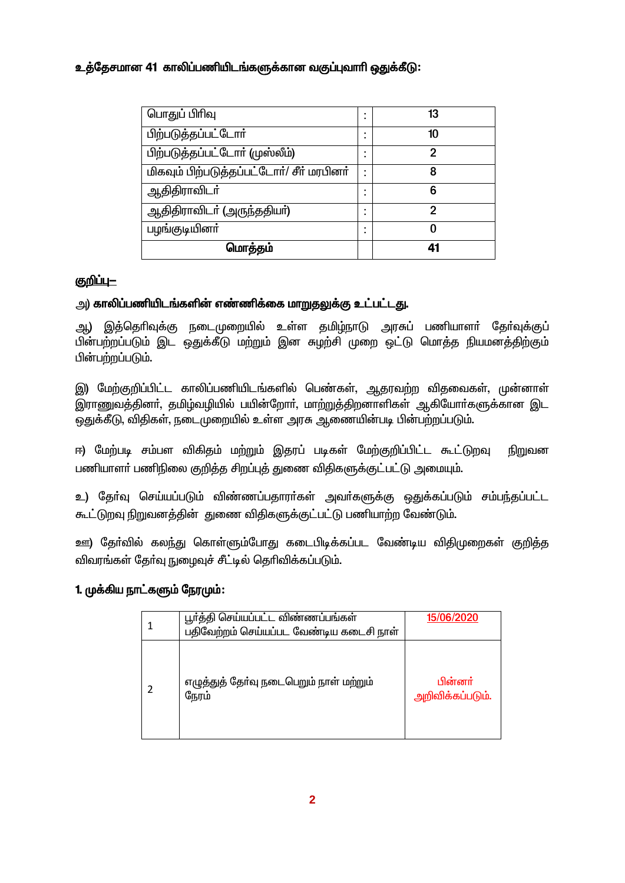**உத்தேசமான 41 காலிப்பணியிடங்களுக்கான வகுப்புவாரி ஒதுக்கீடு:**

| | | |
|---|---|---|
| பொதுப் பிரிவு | : | 13 |
| பிற்படுத்தப்பட்டோர் | : | 10 |
| பிற்படுத்தப்பட்டோர் (முஸ்லீம்) | : | 2 |
| மிகவும் பிற்படுத்தப்பட்டோர்/ சீர் மரபினர் | : | 8 |
| ஆதிதிராவிடர் | : | 6 |
| ஆதிதிராவிடர் (அருந்ததியர்) | : | 2 |
| பழங்குடியினர் | : | 0 |
| **மொத்தம்** | | **41** |

**குறிப்பு–**

அ) **காலிப்பணியிடங்களின் எண்ணிக்கை மாறுதலுக்கு உட்பட்டது.**

ஆ) இத்தெரிவுக்கு நடைமுறையில் உள்ள தமிழ்நாடு அரசுப் பணியாளர் தேர்வுக்குப் பின்பற்றப்படும் இட ஒதுக்கீடு மற்றும் இன சுழற்சி முறை ஒட்டு மொத்த நியமனத்திற்கும் பின்பற்றப்படும்.

இ) மேற்குறிப்பிட்ட காலிப்பணியிடங்களில் பெண்கள், ஆதரவற்ற விதவைகள், முன்னாள் இராணுவத்தினர், தமிழ்வழியில் பயின்றோர், மாற்றுத்திறனாளிகள் ஆகியோர்களுக்கான இட ஒதுக்கீடு, விதிகள், நடைமுறையில் உள்ள அரசு ஆணையின்படி பின்பற்றப்படும்.

ஈ) மேற்படி சம்பள விகிதம் மற்றும் இதரப் படிகள் மேற்குறிப்பிட்ட கூட்டுறவு நிறுவன பணியாளர் பணிநிலை குறித்த சிறப்புத் துணை விதிகளுக்குட்பட்டு அமையும்.

உ) தேர்வு செய்யப்படும் விண்ணப்பதாரர்கள் அவர்களுக்கு ஒதுக்கப்படும் சம்பந்தப்பட்ட கூட்டுறவு நிறுவனத்தின் துணை விதிகளுக்குட்பட்டு பணியாற்ற வேண்டும்.

ஊ) தேர்வில் கலந்து கொள்ளும்போது கடைபிடிக்கப்பட வேண்டிய விதிமுறைகள் குறித்த விவரங்கள் தேர்வு நுழைவுச் சீட்டில் தெரிவிக்கப்படும்.

## 1. முக்கிய நாட்களும் நேரமும்:

| | | |
|---|---|---|
| 1 | பூர்த்தி செய்யப்பட்ட விண்ணப்பங்கள் பதிவேற்றம் செய்யப்பட வேண்டிய கடைசி நாள் | 15/06/2020 |
| 2 | எழுத்துத் தேர்வு நடைபெறும் நாள் மற்றும் நேரம் | பின்னர் அறிவிக்கப்படும். |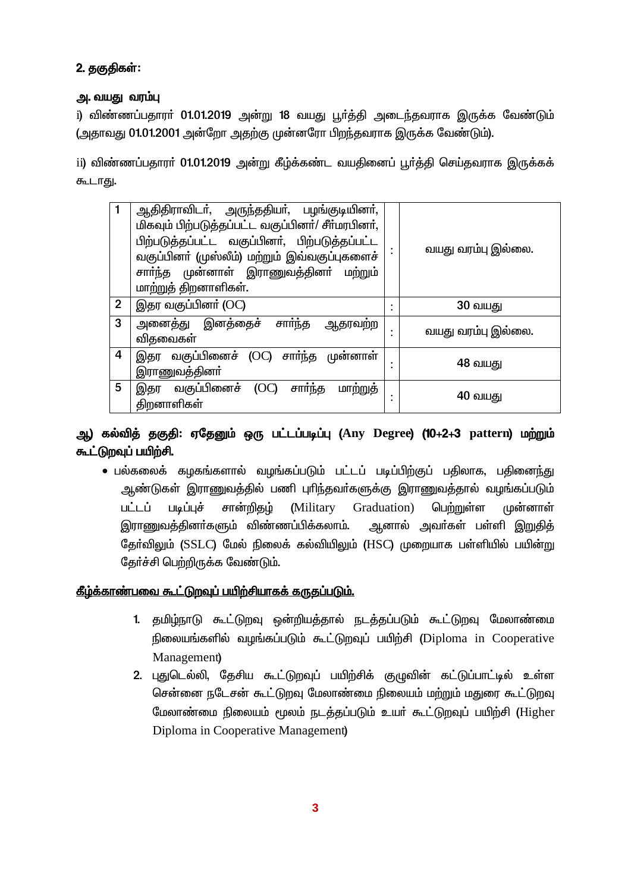## 2. தகுதிகள்:

### அ. வயது வரம்பு

i) விண்ணப்பதாரா் 01.01.2019 அன்று 18 வயது பூா்த்தி அடைந்தவராக இருக்க வேண்டும் (அதாவது 01.01.2001 அன்றோ அதற்கு முன்னரோ பிறந்தவராக இருக்க வேண்டும்).

ii) விண்ணப்பதாரா் 01.01.2019 அன்று கீழ்க்கண்ட வயதினைப் பூா்த்தி செய்தவராக இருக்கக் கூடாது.

| | | | |
|---|---|---|---|
| 1 | ஆதிதிராவிடா், அருந்ததியா், பழங்குடியினா், மிகவும் பிற்படுத்தப்பட்ட வகுப்பினா்/ சீா்மரபினா், பிற்படுத்தப்பட்ட வகுப்பினா், பிற்படுத்தப்பட்ட வகுப்பினா் (முஸ்லீம்) மற்றும் இவ்வகுப்புகளைச் சாா்ந்த முன்னாள் இராணுவத்தினா் மற்றும் மாற்றுத் திறனாளிகள். | : | வயது வரம்பு இல்லை. |
| 2 | இதர வகுப்பினா் (OC) | : | 30 வயது |
| 3 | அனைத்து இனத்தைச் சாா்ந்த ஆதரவற்ற விதவைகள் | : | வயது வரம்பு இல்லை. |
| 4 | இதர வகுப்பினைச் (OC) சாா்ந்த முன்னாள் இராணுவத்தினா் | : | 48 வயது |
| 5 | இதர வகுப்பினைச் (OC) சாா்ந்த மாற்றுத் திறனாளிகள் | : | 40 வயது |

### ஆ) கல்வித் தகுதி: ஏதேனும் ஒரு பட்டப்படிப்பு (Any Degree) (10+2+3 pattern) மற்றும் கூட்டுறவுப் பயிற்சி.

- பல்கலைக் கழகங்களால் வழங்கப்படும் பட்டப் படிப்பிற்குப் பதிலாக, பதினைந்து ஆண்டுகள் இராணுவத்தில் பணி புரிந்தவா்களுக்கு இராணுவத்தால் வழங்கப்படும் பட்டப் படிப்புச் சான்றிதழ் (Military Graduation) பெற்றுள்ள முன்னாள் இராணுவத்தினா்களும் விண்ணப்பிக்கலாம். ஆனால் அவா்கள் பள்ளி இறுதித் தோ்விலும் (SSLC) மேல் நிலைக் கல்வியிலும் (HSC) முறையாக பள்ளியில் பயின்று தோ்ச்சி பெற்றிருக்க வேண்டும்.

**<u>கீழ்க்காண்பவை கூட்டுறவுப் பயிற்சியாகக் கருதப்படும்.</u>**

1. தமிழ்நாடு கூட்டுறவு ஒன்றியத்தால் நடத்தப்படும் கூட்டுறவு மேலாண்மை நிலையங்களில் வழங்கப்படும் கூட்டுறவுப் பயிற்சி (Diploma in Cooperative Management)
2. புதுடெல்லி, தேசிய கூட்டுறவுப் பயிற்சிக் குழுவின் கட்டுப்பாட்டில் உள்ள சென்னை நடேசன் கூட்டுறவு மேலாண்மை நிலையம் மற்றும் மதுரை கூட்டுறவு மேலாண்மை நிலையம் மூலம் நடத்தப்படும் உயா் கூட்டுறவுப் பயிற்சி (Higher Diploma in Cooperative Management)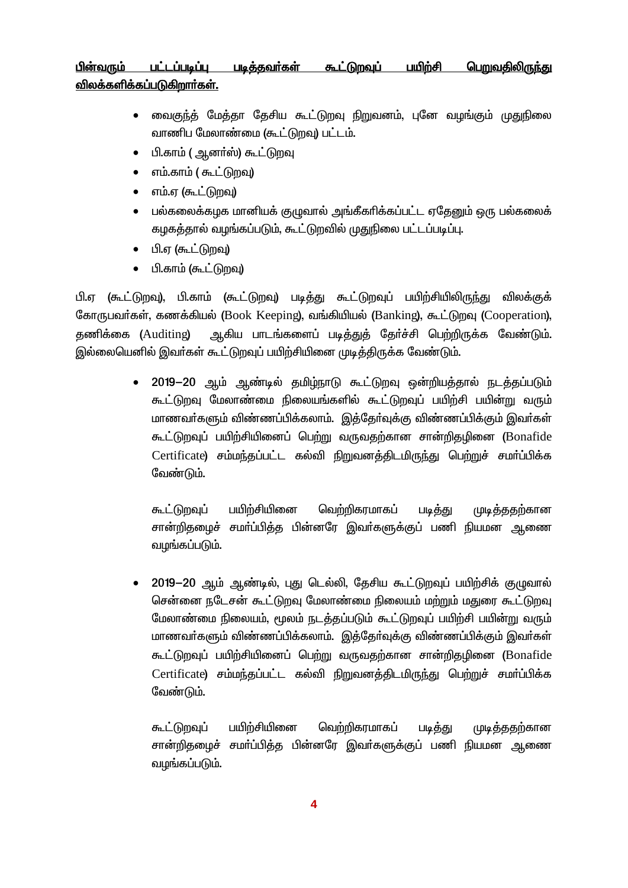**<u>பின்வரும் பட்டப்படிப்பு படித்தவர்கள் கூட்டுறவுப் பயிற்சி பெறுவதிலிருந்து விலக்களிக்கப்படுகிறார்கள்.</u>**

- வைகுந்த் மேத்தா தேசிய கூட்டுறவு நிறுவனம், புனே வழங்கும் முதுநிலை வாணிப மேலாண்மை (கூட்டுறவு) பட்டம்.
- பி.காம் ( ஆனர்ஸ்) கூட்டுறவு
- எம்.காம் ( கூட்டுறவு)
- எம்.ஏ (கூட்டுறவு)
- பல்கலைக்கழக மானியக் குழுவால் அங்கீகரிக்கப்பட்ட ஏதேனும் ஒரு பல்கலைக் கழகத்தால் வழங்கப்படும், கூட்டுறவில் முதுநிலை பட்டப்படிப்பு.
- பி.ஏ (கூட்டுறவு)
- பி.காம் (கூட்டுறவு)

பி.ஏ (கூட்டுறவு), பி.காம் (கூட்டுறவு) படித்து கூட்டுறவுப் பயிற்சியிலிருந்து விலக்குக் கோருபவர்கள், கணக்கியல் (Book Keeping), வங்கியியல் (Banking), கூட்டுறவு (Cooperation), தணிக்கை (Auditing) ஆகிய பாடங்களைப் படித்துத் தேர்ச்சி பெற்றிருக்க வேண்டும். இல்லையெனில் இவர்கள் கூட்டுறவுப் பயிற்சியினை முடித்திருக்க வேண்டும்.

- **2019–20** ஆம் ஆண்டில் தமிழ்நாடு கூட்டுறவு ஒன்றியத்தால் நடத்தப்படும் கூட்டுறவு மேலாண்மை நிலையங்களில் கூட்டுறவுப் பயிற்சி பயின்று வரும் மாணவர்களும் விண்ணப்பிக்கலாம். இத்தேர்வுக்கு விண்ணப்பிக்கும் இவர்கள் கூட்டுறவுப் பயிற்சியினைப் பெற்று வருவதற்கான சான்றிதழினை (Bonafide Certificate) சம்மந்தப்பட்ட கல்வி நிறுவனத்திடமிருந்து பெற்றுச் சமர்ப்பிக்க வேண்டும்.

  கூட்டுறவுப் பயிற்சியினை வெற்றிகரமாகப் படித்து முடித்ததற்கான சான்றிதழைச் சமர்ப்பித்த பின்னரே இவர்களுக்குப் பணி நியமன ஆணை வழங்கப்படும்.

- **2019–20** ஆம் ஆண்டில், புது டெல்லி, தேசிய கூட்டுறவுப் பயிற்சிக் குழுவால் சென்னை நடேசன் கூட்டுறவு மேலாண்மை நிலையம் மற்றும் மதுரை கூட்டுறவு மேலாண்மை நிலையம், மூலம் நடத்தப்படும் கூட்டுறவுப் பயிற்சி பயின்று வரும் மாணவர்களும் விண்ணப்பிக்கலாம். இத்தேர்வுக்கு விண்ணப்பிக்கும் இவர்கள் கூட்டுறவுப் பயிற்சியினைப் பெற்று வருவதற்கான சான்றிதழினை (Bonafide Certificate) சம்மந்தப்பட்ட கல்வி நிறுவனத்திடமிருந்து பெற்றுச் சமர்ப்பிக்க வேண்டும்.

  கூட்டுறவுப் பயிற்சியினை வெற்றிகரமாகப் படித்து முடித்ததற்கான சான்றிதழைச் சமர்ப்பித்த பின்னரே இவர்களுக்குப் பணி நியமன ஆணை வழங்கப்படும்.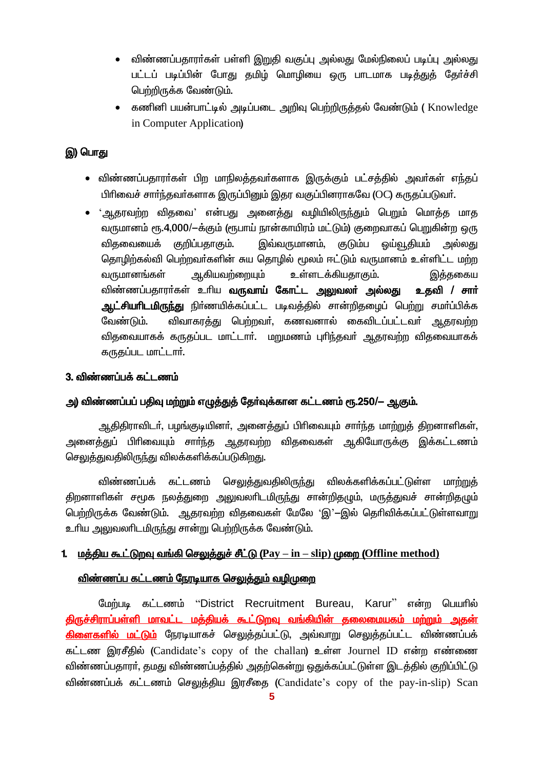- விண்ணப்பதாரர்கள் பள்ளி இறுதி வகுப்பு அல்லது மேல்நிலைப் படிப்பு அல்லது பட்டப் படிப்பின் போது தமிழ் மொழியை ஒரு பாடமாக படித்துத் தேர்ச்சி பெற்றிருக்க வேண்டும்.
- கணினி பயன்பாட்டில் அடிப்படை அறிவு பெற்றிருத்தல் வேண்டும் ( Knowledge in Computer Application)

**இ) பொது**

- விண்ணப்பதாரர்கள் பிற மாநிலத்தவர்களாக இருக்கும் பட்சத்தில் அவர்கள் எந்தப் பிரிவைச் சார்ந்தவர்களாக இருப்பினும் இதர வகுப்பினராகவே (OC) கருதப்படுவர்.
- 'ஆதரவற்ற விதவை' என்பது அனைத்து வழியிலிருந்தும் பெறும் மொத்த மாத வருமானம் ரூ.4,000/–க்கும் (ரூபாய் நான்காயிரம் மட்டும்) குறைவாகப் பெறுகின்ற ஒரு விதவையைக் குறிப்பதாகும். இவ்வருமானம், குடும்ப ஓய்வூதியம் அல்லது தொழிற்கல்வி பெற்றவர்களின் சுய தொழில் மூலம் ஈட்டும் வருமானம் உள்ளிட்ட மற்ற வருமானங்கள் ஆகியவற்றையும் உள்ளடக்கியதாகும். இத்தகைய விண்ணப்பதாரர்கள் உரிய **வருவாய் கோட்ட அலுவலர் அல்லது உதவி / சார் ஆட்சியரிடமிருந்து** நிர்ணயிக்கப்பட்ட படிவத்தில் சான்றிதழைப் பெற்று சமர்ப்பிக்க வேண்டும். விவாகரத்து பெற்றவர், கணவனால் கைவிடப்பட்டவர் ஆதரவற்ற விதவையாகக் கருதப்பட மாட்டார். மறுமணம் புரிந்தவர் ஆதரவற்ற விதவையாகக் கருதப்பட மாட்டார்.

**3. விண்ணப்பக் கட்டணம்**

**அ) விண்ணப்பப் பதிவு மற்றும் எழுத்துத் தேர்வுக்கான கட்டணம் ரூ.250/– ஆகும்.**

ஆதிதிராவிடர், பழங்குடியினர், அனைத்துப் பிரிவையும் சார்ந்த மாற்றுத் திறனாளிகள், அனைத்துப் பிரிவையும் சார்ந்த ஆதரவற்ற விதவைகள் ஆகியோருக்கு இக்கட்டணம் செலுத்துவதிலிருந்து விலக்களிக்கப்படுகிறது.

விண்ணப்பக் கட்டணம் செலுத்துவதிலிருந்து விலக்களிக்கப்பட்டுள்ள மாற்றுத் திறனாளிகள் சமூக நலத்துறை அலுவலரிடமிருந்து சான்றிதழும், மருத்துவச் சான்றிதழும் பெற்றிருக்க வேண்டும். ஆதரவற்ற விதவைகள் மேலே 'இ'–இல் தெரிவிக்கப்பட்டுள்ளவாறு உரிய அலுவலரிடமிருந்து சான்று பெற்றிருக்க வேண்டும்.

1. **<u>மத்திய கூட்டுறவு வங்கி செலுத்துச் சீட்டு (Pay – in – slip) முறை (Offline method)</u>**

**<u>விண்ணப்ப கட்டணம் நேரடியாக செலுத்தும் வழிமுறை</u>**

மேற்படி கட்டணம் "District Recruitment Bureau, Karur" என்ற பெயரில் **<u>திருச்சிராப்பள்ளி மாவட்ட மத்தியக் கூட்டுறவு வங்கியின் தலைமையகம் மற்றும் அதன் கிளைகளில் மட்டும்</u>** நேரடியாகச் செலுத்தப்பட்டு, அவ்வாறு செலுத்தப்பட்ட விண்ணப்பக் கட்டண இரசீதில் (Candidate's copy of the challan) உள்ள Journel ID என்ற எண்ணை விண்ணப்பதாரர், தமது விண்ணப்பத்தில் அதற்கென்று ஒதுக்கப்பட்டுள்ள இடத்தில் குறிப்பிட்டு விண்ணப்பக் கட்டணம் செலுத்திய இரசீதை (Candidate's copy of the pay-in-slip) Scan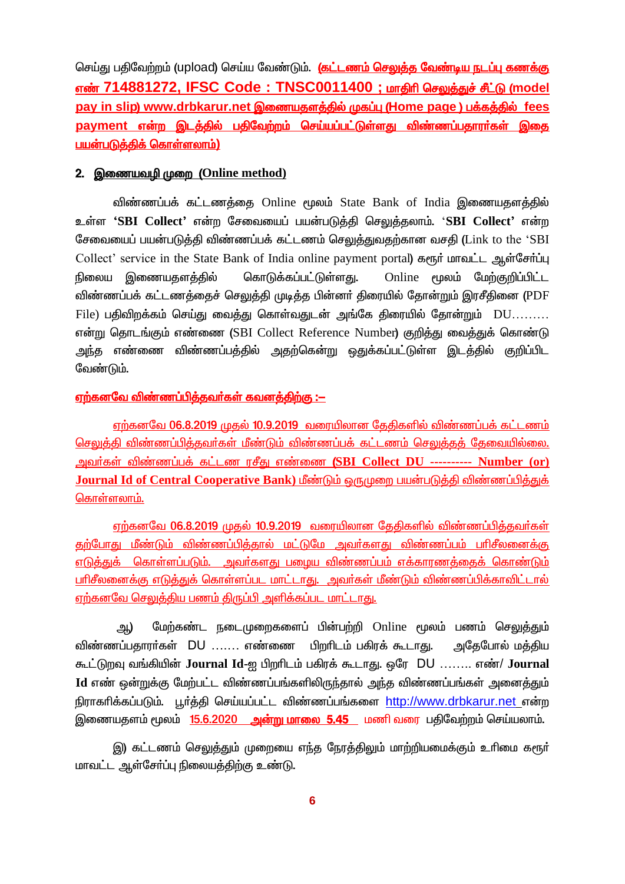செய்து பதிவேற்றம் (upload) செய்ய வேண்டும். **கட்டணம் செலுத்த வேண்டிய நடப்பு கணக்கு எண் 714881272, IFSC Code : TNSC0011400 ; மாதிரி செலுத்துச் சீட்டு (model pay in slip) www.drbkarur.net இணையதளத்தில் முகப்பு (Home page ) பக்கத்தில் fees payment என்ற இடத்தில் பதிவேற்றம் செய்யப்பட்டுள்ளது விண்ணப்பதாரர்கள் இதை பயன்படுத்திக் கொள்ளலாம்)**

## 2. இணையவழி முறை (Online method)

விண்ணப்பக் கட்டணத்தை Online மூலம் State Bank of India இணையதளத்தில் உள்ள **'SBI Collect'** என்ற சேவையைப் பயன்படுத்தி செலுத்தலாம். '**SBI Collect**' என்ற சேவையைப் பயன்படுத்தி விண்ணப்பக் கட்டணம் செலுத்துவதற்கான வசதி (Link to the 'SBI Collect' service in the State Bank of India online payment portal) கரூர் மாவட்ட ஆள்சேர்ப்பு நிலைய இணையதளத்தில் கொடுக்கப்பட்டுள்ளது. Online மூலம் மேற்குறிப்பிட்ட விண்ணப்பக் கட்டணத்தைச் செலுத்தி முடித்த பின்னர் திரையில் தோன்றும் இரசீதினை (PDF File) பதிவிறக்கம் செய்து வைத்து கொள்வதுடன் அங்கே திரையில் தோன்றும் DU……… என்று தொடங்கும் எண்ணை (SBI Collect Reference Number) குறித்து வைத்துக் கொண்டு அந்த எண்ணை விண்ணப்பத்தில் அதற்கென்று ஒதுக்கப்பட்டுள்ள இடத்தில் குறிப்பிட வேண்டும்.

**ஏற்கனவே விண்ணப்பித்தவர்கள் கவனத்திற்கு :–**

ஏற்கனவே 06.8.2019 முதல் 10.9.2019 வரையிலான தேதிகளில் விண்ணப்பக் கட்டணம் செலுத்தி விண்ணப்பித்தவர்கள் மீண்டும் விண்ணப்பக் கட்டணம் செலுத்தத் தேவையில்லை. அவர்கள் விண்ணப்பக் கட்டண ரசீது எண்ணை **(SBI Collect DU ---------- Number (or) Journal Id of Central Cooperative Bank)** மீண்டும் ஒருமுறை பயன்படுத்தி விண்ணப்பித்துக் கொள்ளலாம்.

ஏற்கனவே 06.8.2019 முதல் 10.9.2019 வரையிலான தேதிகளில் விண்ணப்பித்தவர்கள் தற்போது மீண்டும் விண்ணப்பித்தால் மட்டுமே அவர்களது விண்ணப்பம் பரிசீலனைக்கு எடுத்துக் கொள்ளப்படும். அவர்களது பழைய விண்ணப்பம் எக்காரணத்தைக் கொண்டும் பரிசீலனைக்கு எடுத்துக் கொள்ளப்பட மாட்டாது. அவர்கள் மீண்டும் விண்ணப்பிக்காவிட்டால் ஏற்கனவே செலுத்திய பணம் திருப்பி அளிக்கப்பட மாட்டாது.

ஆ) மேற்கண்ட நடைமுறைகளைப் பின்பற்றி Online மூலம் பணம் செலுத்தும் விண்ணப்பதாரர்கள் DU ……. எண்ணை பிறரிடம் பகிரக் கூடாது. அதேபோல் மத்திய கூட்டுறவு வங்கியின் **Journal Id**-ஐ பிறரிடம் பகிரக் கூடாது. ஒரே DU …….. எண்/ **Journal Id** எண் ஒன்றுக்கு மேற்பட்ட விண்ணப்பங்களிலிருந்தால் அந்த விண்ணப்பங்கள் அனைத்தும் நிராகரிக்கப்படும். பூர்த்தி செய்யப்பட்ட விண்ணப்பங்களை http://www.drbkarur.net என்ற இணையதளம் மூலம் 15.6.2020 **அன்று மாலை 5.45** மணி வரை பதிவேற்றம் செய்யலாம்.

இ) கட்டணம் செலுத்தும் முறையை எந்த நேரத்திலும் மாற்றியமைக்கும் உரிமை கரூர் மாவட்ட ஆள்சேர்ப்பு நிலையத்திற்கு உண்டு.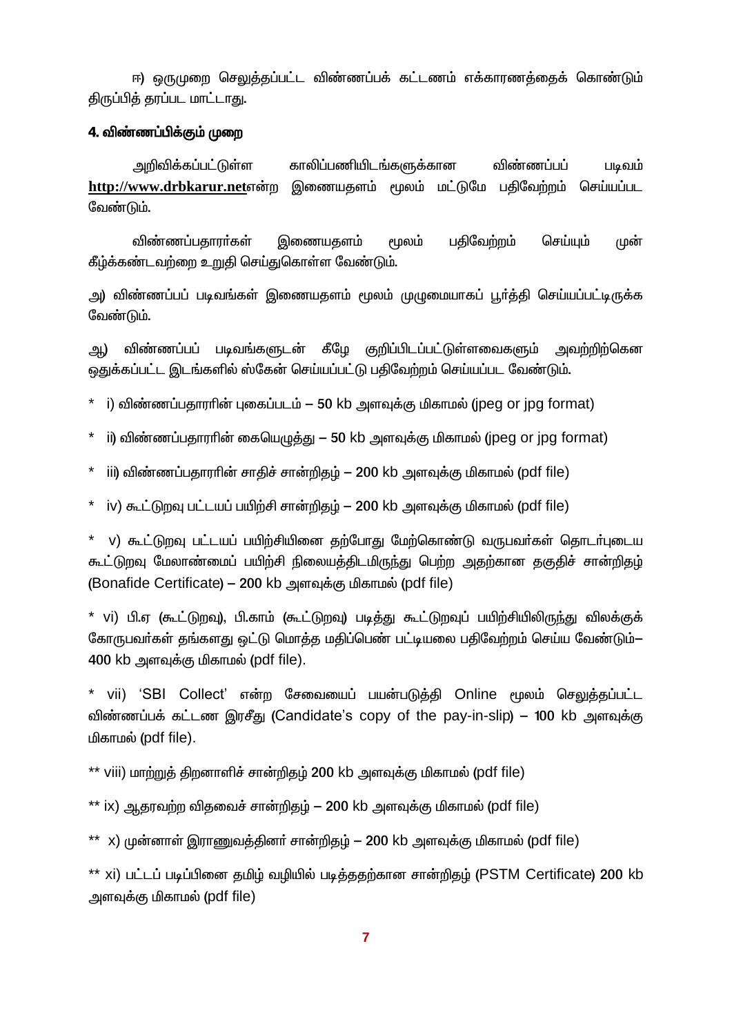ஈ) ஒருமுறை செலுத்தப்பட்ட விண்ணப்பக் கட்டணம் எக்காரணத்தைக் கொண்டும் திருப்பித் தரப்பட மாட்டாது.

**4. விண்ணப்பிக்கும் முறை**

அறிவிக்கப்பட்டுள்ள காலிப்பணியிடங்களுக்கான விண்ணப்பப் படிவம் **http://www.drbkarur.net**என்ற இணையதளம் மூலம் மட்டுமே பதிவேற்றம் செய்யப்பட வேண்டும்.

விண்ணப்பதாரர்கள் இணையதளம் மூலம் பதிவேற்றம் செய்யும் முன் கீழ்க்கண்டவற்றை உறுதி செய்துகொள்ள வேண்டும்.

அ) விண்ணப்பப் படிவங்கள் இணையதளம் மூலம் முழுமையாகப் பூர்த்தி செய்யப்பட்டிருக்க வேண்டும்.

ஆ) விண்ணப்பப் படிவங்களுடன் கீழே குறிப்பிடப்பட்டுள்ளவைகளும் அவற்றிற்கென ஒதுக்கப்பட்ட இடங்களில் ஸ்கேன் செய்யப்பட்டு பதிவேற்றம் செய்யப்பட வேண்டும்.

* i) விண்ணப்பதாரரின் புகைப்படம் – 50 kb அளவுக்கு மிகாமல் (jpeg or jpg format)

* ii) விண்ணப்பதாரரின் கையெழுத்து – 50 kb அளவுக்கு மிகாமல் (jpeg or jpg format)

* iii) விண்ணப்பதாரரின் சாதிச் சான்றிதழ் – 200 kb அளவுக்கு மிகாமல் (pdf file)

* iv) கூட்டுறவு பட்டயப் பயிற்சி சான்றிதழ் – 200 kb அளவுக்கு மிகாமல் (pdf file)

* v) கூட்டுறவு பட்டயப் பயிற்சியினை தற்போது மேற்கொண்டு வருபவர்கள் தொடர்புடைய கூட்டுறவு மேலாண்மைப் பயிற்சி நிலையத்திடமிருந்து பெற்ற அதற்கான தகுதிச் சான்றிதழ் (Bonafide Certificate) – 200 kb அளவுக்கு மிகாமல் (pdf file)

* vi) பி.ஏ (கூட்டுறவு), பி.காம் (கூட்டுறவு) படித்து கூட்டுறவுப் பயிற்சியிலிருந்து விலக்குக் கோருபவர்கள் தங்களது ஒட்டு மொத்த மதிப்பெண் பட்டியலை பதிவேற்றம் செய்ய வேண்டும்– 400 kb அளவுக்கு மிகாமல் (pdf file).

* vii) 'SBI Collect' என்ற சேவையைப் பயன்படுத்தி Online மூலம் செலுத்தப்பட்ட விண்ணப்பக் கட்டண இரசீது (Candidate's copy of the pay-in-slip) – 100 kb அளவுக்கு மிகாமல் (pdf file).

** viii) மாற்றுத் திறனாளிச் சான்றிதழ் 200 kb அளவுக்கு மிகாமல் (pdf file)

** ix) ஆதரவற்ற விதவைச் சான்றிதழ் – 200 kb அளவுக்கு மிகாமல் (pdf file)

** x) முன்னாள் இராணுவத்தினர் சான்றிதழ் – 200 kb அளவுக்கு மிகாமல் (pdf file)

** xi) பட்டப் படிப்பினை தமிழ் வழியில் படித்ததற்கான சான்றிதழ் (PSTM Certificate) 200 kb அளவுக்கு மிகாமல் (pdf file)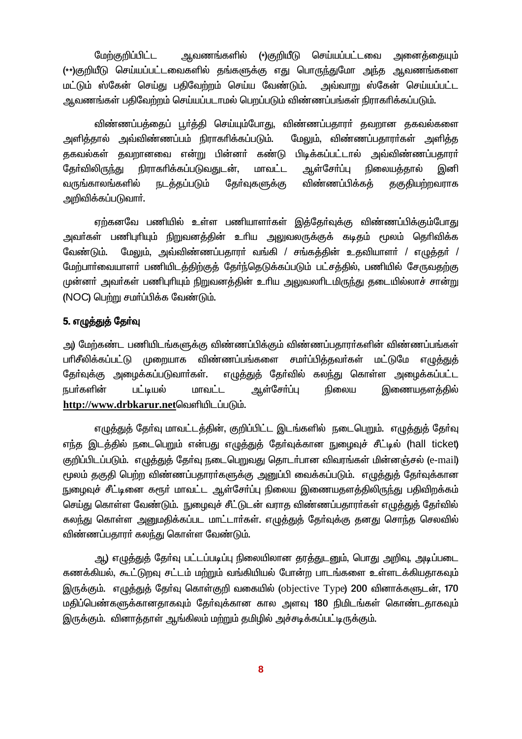மேற்குறிப்பிட்ட ஆவணங்களில் (*)குறியீடு செய்யப்பட்டவை அனைத்தையும் (**)குறியீடு செய்யப்பட்டவைகளில் தங்களுக்கு எது பொருந்துமோ அந்த ஆவணங்களை மட்டும் ஸ்கேன் செய்து பதிவேற்றம் செய்ய வேண்டும். அவ்வாறு ஸ்கேன் செய்யப்பட்ட ஆவணங்கள் பதிவேற்றம் செய்யப்படாமல் பெறப்படும் விண்ணப்பங்கள் நிராகரிக்கப்படும்.

விண்ணப்பத்தைப் பூர்த்தி செய்யும்போது, விண்ணப்பதாரர் தவறான தகவல்களை அளித்தால் அவ்விண்ணப்பம் நிராகரிக்கப்படும். மேலும், விண்ணப்பதாரர்கள் அளித்த தகவல்கள் தவறானவை என்று பின்னர் கண்டு பிடிக்கப்பட்டால் அவ்விண்ணப்பதாரர் தேர்விலிருந்து நிராகரிக்கப்படுவதுடன், மாவட்ட ஆள்சேர்ப்பு நிலையத்தால் இனி வருங்காலங்களில் நடத்தப்படும் தேர்வுகளுக்கு விண்ணப்பிக்கத் தகுதியற்றவராக அறிவிக்கப்படுவார்.

ஏற்கனவே பணியில் உள்ள பணியாளர்கள் இத்தேர்வுக்கு விண்ணப்பிக்கும்போது அவர்கள் பணிபுரியும் நிறுவனத்தின் உரிய அலுவலருக்குக் கடிதம் மூலம் தெரிவிக்க வேண்டும். மேலும், அவ்விண்ணப்பதாரர் வங்கி / சங்கத்தின் உதவியாளர் / எழுத்தர் / மேற்பார்வையாளர் பணியிடத்திற்குத் தேர்ந்தெடுக்கப்படும் பட்சத்தில், பணியில் சேருவதற்கு முன்னர் அவர்கள் பணிபுரியும் நிறுவனத்தின் உரிய அலுவலரிடமிருந்து தடையில்லாச் சான்று (NOC) பெற்று சமர்ப்பிக்க வேண்டும்.

### 5. எழுத்துத் தேர்வு

அ) மேற்கண்ட பணியிடங்களுக்கு விண்ணப்பிக்கும் விண்ணப்பதாரர்களின் விண்ணப்பங்கள் பரிசீலிக்கப்பட்டு முறையாக விண்ணப்பங்களை சமர்ப்பித்தவர்கள் மட்டுமே எழுத்துத் தேர்வுக்கு அழைக்கப்படுவார்கள். எழுத்துத் தேர்வில் கலந்து கொள்ள அழைக்கப்பட்ட நபர்களின் பட்டியல் மாவட்ட ஆள்சேர்ப்பு நிலைய இணையதளத்தில் **http://www.drbkarur.net**வெளியிடப்படும்.

எழுத்துத் தேர்வு மாவட்டத்தின், குறிப்பிட்ட இடங்களில் நடைபெறும். எழுத்துத் தேர்வு எந்த இடத்தில் நடைபெறும் என்பது எழுத்துத் தேர்வுக்கான நுழைவுச் சீட்டில் (hall ticket) குறிப்பிடப்படும். எழுத்துத் தேர்வு நடைபெறுவது தொடர்பான விவரங்கள் மின்னஞ்சல் (e-mail) மூலம் தகுதி பெற்ற விண்ணப்பதாரர்களுக்கு அனுப்பி வைக்கப்படும். எழுத்துத் தேர்வுக்கான நுழைவுச் சீட்டினை கரூர் மாவட்ட ஆள்சேர்ப்பு நிலைய இணையதளத்திலிருந்து பதிவிறக்கம் செய்து கொள்ள வேண்டும். நுழைவுச் சீட்டுடன் வராத விண்ணப்பதாரர்கள் எழுத்துத் தேர்வில் கலந்து கொள்ள அனுமதிக்கப்பட மாட்டார்கள். எழுத்துத் தேர்வுக்கு தனது சொந்த செலவில் விண்ணப்பதாரர் கலந்து கொள்ள வேண்டும்.

ஆ) எழுத்துத் தேர்வு பட்டப்படிப்பு நிலையிலான தரத்துடனும், பொது அறிவு, அடிப்படை கணக்கியல், கூட்டுறவு சட்டம் மற்றும் வங்கியியல் போன்ற பாடங்களை உள்ளடக்கியதாகவும் இருக்கும். எழுத்துத் தேர்வு கொள்குறி வகையில் (objective Type) 200 வினாக்களுடன், 170 மதிப்பெண்களுக்கானதாகவும் தேர்வுக்கான கால அளவு 180 நிமிடங்கள் கொண்டதாகவும் இருக்கும். வினாத்தாள் ஆங்கிலம் மற்றும் தமிழில் அச்சடிக்கப்பட்டிருக்கும்.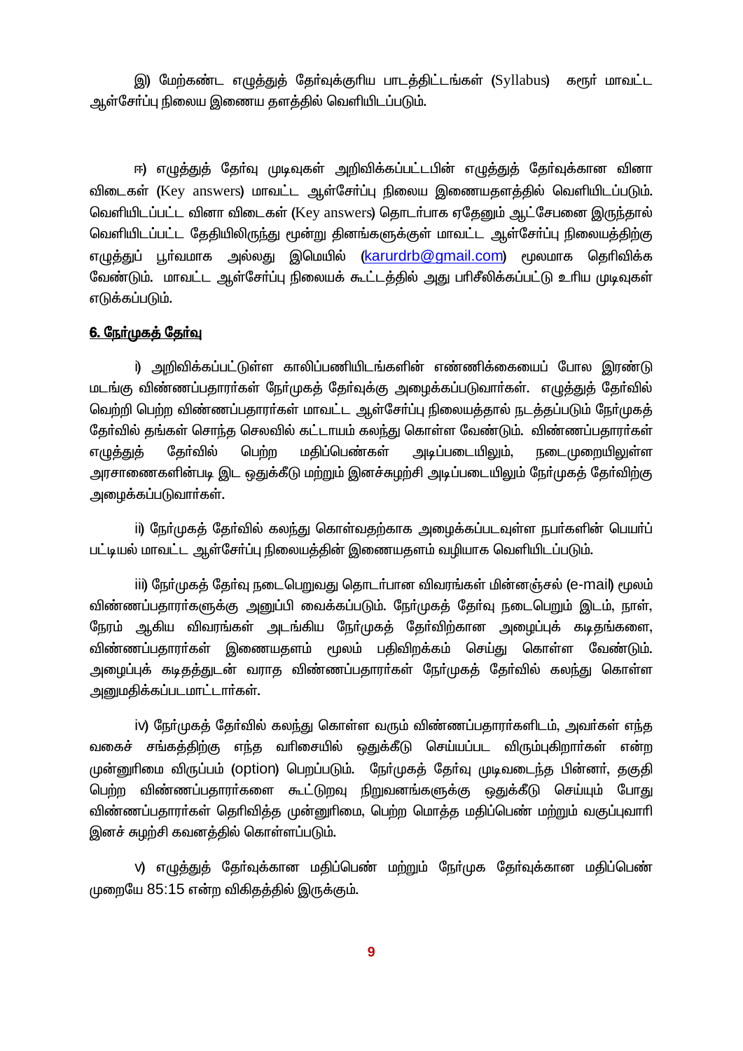இ) மேற்கண்ட எழுத்துத் தேர்வுக்குரிய பாடத்திட்டங்கள் (Syllabus) கரூர் மாவட்ட ஆள்சேர்ப்பு நிலைய இணைய தளத்தில் வெளியிடப்படும்.

ஈ) எழுத்துத் தேர்வு முடிவுகள் அறிவிக்கப்பட்டபின் எழுத்துத் தேர்வுக்கான வினா விடைகள் (Key answers) மாவட்ட ஆள்சேர்ப்பு நிலைய இணையதளத்தில் வெளியிடப்படும். வெளியிடப்பட்ட வினா விடைகள் (Key answers) தொடர்பாக ஏதேனும் ஆட்சேபனை இருந்தால் வெளியிடப்பட்ட தேதியிலிருந்து மூன்று தினங்களுக்குள் மாவட்ட ஆள்சேர்ப்பு நிலையத்திற்கு எழுத்துப் பூர்வமாக அல்லது இமெயில் (karurdrb@gmail.com) மூலமாக தெரிவிக்க வேண்டும். மாவட்ட ஆள்சேர்ப்பு நிலையக் கூட்டத்தில் அது பரிசீலிக்கப்பட்டு உரிய முடிவுகள் எடுக்கப்படும்.

## 6. நேர்முகத் தேர்வு

i) அறிவிக்கப்பட்டுள்ள காலிப்பணியிடங்களின் எண்ணிக்கையைப் போல இரண்டு மடங்கு விண்ணப்பதாரர்கள் நேர்முகத் தேர்வுக்கு அழைக்கப்படுவார்கள். எழுத்துத் தேர்வில் வெற்றி பெற்ற விண்ணப்பதாரர்கள் மாவட்ட ஆள்சேர்ப்பு நிலையத்தால் நடத்தப்படும் நேர்முகத் தேர்வில் தங்கள் சொந்த செலவில் கட்டாயம் கலந்து கொள்ள வேண்டும். விண்ணப்பதாரர்கள் எழுத்துத் தேர்வில் பெற்ற மதிப்பெண்கள் அடிப்படையிலும், நடைமுறையிலுள்ள அரசாணைகளின்படி இட ஒதுக்கீடு மற்றும் இனச்சுழற்சி அடிப்படையிலும் நேர்முகத் தேர்விற்கு அழைக்கப்படுவார்கள்.

ii) நேர்முகத் தேர்வில் கலந்து கொள்வதற்காக அழைக்கப்படவுள்ள நபர்களின் பெயர்ப் பட்டியல் மாவட்ட ஆள்சேர்ப்பு நிலையத்தின் இணையதளம் வழியாக வெளியிடப்படும்.

iii) நேர்முகத் தேர்வு நடைபெறுவது தொடர்பான விவரங்கள் மின்னஞ்சல் (e-mail) மூலம் விண்ணப்பதாரர்களுக்கு அனுப்பி வைக்கப்படும். நேர்முகத் தேர்வு நடைபெறும் இடம், நாள், நேரம் ஆகிய விவரங்கள் அடங்கிய நேர்முகத் தேர்விற்கான அழைப்புக் கடிதங்களை, விண்ணப்பதாரர்கள் இணையதளம் மூலம் பதிவிறக்கம் செய்து கொள்ள வேண்டும். அழைப்புக் கடிதத்துடன் வராத விண்ணப்பதாரர்கள் நேர்முகத் தேர்வில் கலந்து கொள்ள அனுமதிக்கப்படமாட்டார்கள்.

iv) நேர்முகத் தேர்வில் கலந்து கொள்ள வரும் விண்ணப்பதாரர்களிடம், அவர்கள் எந்த வகைச் சங்கத்திற்கு எந்த வரிசையில் ஒதுக்கீடு செய்யப்பட விரும்புகிறார்கள் என்ற முன்னுரிமை விருப்பம் (option) பெறப்படும். நேர்முகத் தேர்வு முடிவடைந்த பின்னர், தகுதி பெற்ற விண்ணப்பதாரர்களை கூட்டுறவு நிறுவனங்களுக்கு ஒதுக்கீடு செய்யும் போது விண்ணப்பதாரர்கள் தெரிவித்த முன்னுரிமை, பெற்ற மொத்த மதிப்பெண் மற்றும் வகுப்புவாரி இனச் சுழற்சி கவனத்தில் கொள்ளப்படும்.

v) எழுத்துத் தேர்வுக்கான மதிப்பெண் மற்றும் நேர்முக தேர்வுக்கான மதிப்பெண் முறையே 85:15 என்ற விகிதத்தில் இருக்கும்.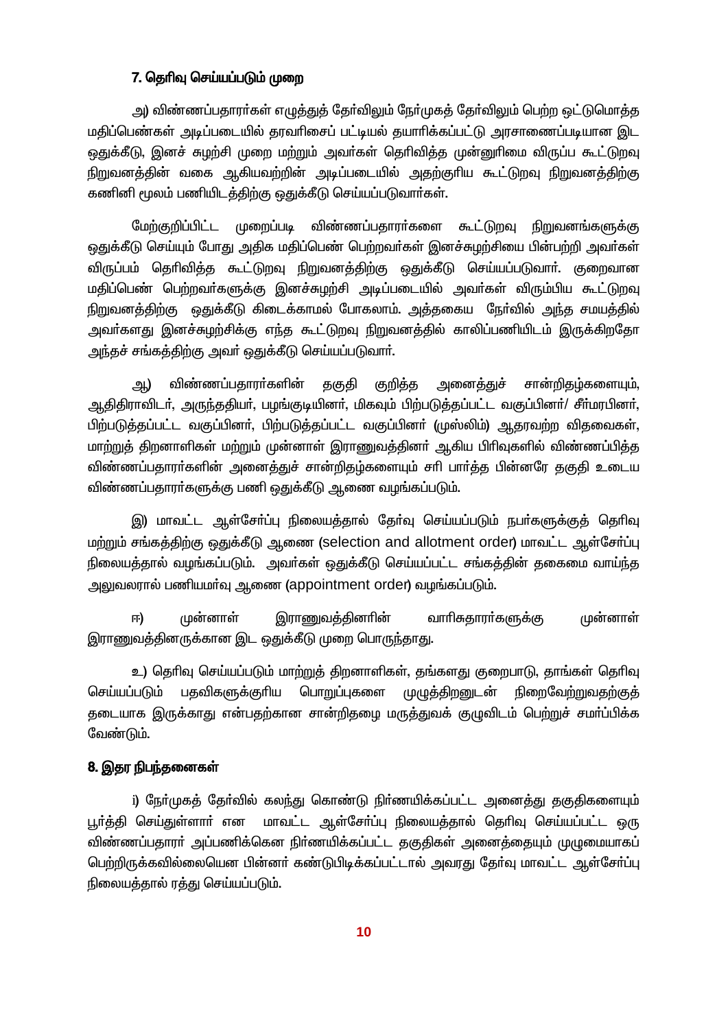### 7. தெரிவு செய்யப்படும் முறை

அ) விண்ணப்பதாரர்கள் எழுத்துத் தேர்விலும் நேர்முகத் தேர்விலும் பெற்ற ஒட்டுமொத்த மதிப்பெண்கள் அடிப்படையில் தரவரிசைப் பட்டியல் தயாரிக்கப்பட்டு அரசாணைப்படியான இட ஒதுக்கீடு, இனச் சுழற்சி முறை மற்றும் அவர்கள் தெரிவித்த முன்னுரிமை விருப்ப கூட்டுறவு நிறுவனத்தின் வகை ஆகியவற்றின் அடிப்படையில் அதற்குரிய கூட்டுறவு நிறுவனத்திற்கு கணினி மூலம் பணியிடத்திற்கு ஒதுக்கீடு செய்யப்படுவார்கள்.

மேற்குறிப்பிட்ட முறைப்படி விண்ணப்பதாரர்களை கூட்டுறவு நிறுவனங்களுக்கு ஒதுக்கீடு செய்யும் போது அதிக மதிப்பெண் பெற்றவர்கள் இனச்சுழற்சியை பின்பற்றி அவர்கள் விருப்பம் தெரிவித்த கூட்டுறவு நிறுவனத்திற்கு ஒதுக்கீடு செய்யப்படுவார். குறைவான மதிப்பெண் பெற்றவர்களுக்கு இனச்சுழற்சி அடிப்படையில் அவர்கள் விரும்பிய கூட்டுறவு நிறுவனத்திற்கு ஒதுக்கீடு கிடைக்காமல் போகலாம். அத்தகைய நேர்வில் அந்த சமயத்தில் அவர்களது இனச்சுழற்சிக்கு எந்த கூட்டுறவு நிறுவனத்தில் காலிப்பணியிடம் இருக்கிறதோ அந்தச் சங்கத்திற்கு அவர் ஒதுக்கீடு செய்யப்படுவார்.

ஆ) விண்ணப்பதாரர்களின் தகுதி குறித்த அனைத்துச் சான்றிதழ்களையும், ஆதிதிராவிடர், அருந்ததியர், பழங்குடியினர், மிகவும் பிற்படுத்தப்பட்ட வகுப்பினர்/ சீர்மரபினர், பிற்படுத்தப்பட்ட வகுப்பினர், பிற்படுத்தப்பட்ட வகுப்பினர் (முஸ்லிம்) ஆதரவற்ற விதவைகள், மாற்றுத் திறனாளிகள் மற்றும் முன்னாள் இராணுவத்தினர் ஆகிய பிரிவுகளில் விண்ணப்பித்த விண்ணப்பதாரர்களின் அனைத்துச் சான்றிதழ்களையும் சரி பார்த்த பின்னரே தகுதி உடைய விண்ணப்பதாரர்களுக்கு பணி ஒதுக்கீடு ஆணை வழங்கப்படும்.

இ) மாவட்ட ஆள்சேர்ப்பு நிலையத்தால் தேர்வு செய்யப்படும் நபர்களுக்குத் தெரிவு மற்றும் சங்கத்திற்கு ஒதுக்கீடு ஆணை (selection and allotment order) மாவட்ட ஆள்சேர்ப்பு நிலையத்தால் வழங்கப்படும். அவர்கள் ஒதுக்கீடு செய்யப்பட்ட சங்கத்தின் தகைமை வாய்ந்த அலுவலரால் பணியமர்வு ஆணை (appointment order) வழங்கப்படும்.

ஈ) முன்னாள் இராணுவத்தினரின் வாரிசுதாரர்களுக்கு முன்னாள் இராணுவத்தினருக்கான இட ஒதுக்கீடு முறை பொருந்தாது.

உ) தெரிவு செய்யப்படும் மாற்றுத் திறனாளிகள், தங்களது குறைபாடு, தாங்கள் தெரிவு செய்யப்படும் பதவிகளுக்குரிய பொறுப்புகளை முழுத்திறனுடன் நிறைவேற்றுவதற்குத் தடையாக இருக்காது என்பதற்கான சான்றிதழை மருத்துவக் குழுவிடம் பெற்றுச் சமர்ப்பிக்க வேண்டும்.

### 8. இதர நிபந்தனைகள்

i) நேர்முகத் தேர்வில் கலந்து கொண்டு நிர்ணயிக்கப்பட்ட அனைத்து தகுதிகளையும் பூர்த்தி செய்துள்ளார் என மாவட்ட ஆள்சேர்ப்பு நிலையத்தால் தெரிவு செய்யப்பட்ட ஒரு விண்ணப்பதாரர் அப்பணிக்கென நிர்ணயிக்கப்பட்ட தகுதிகள் அனைத்தையும் முழுமையாகப் பெற்றிருக்கவில்லையென பின்னர் கண்டுபிடிக்கப்பட்டால் அவரது தேர்வு மாவட்ட ஆள்சேர்ப்பு நிலையத்தால் ரத்து செய்யப்படும்.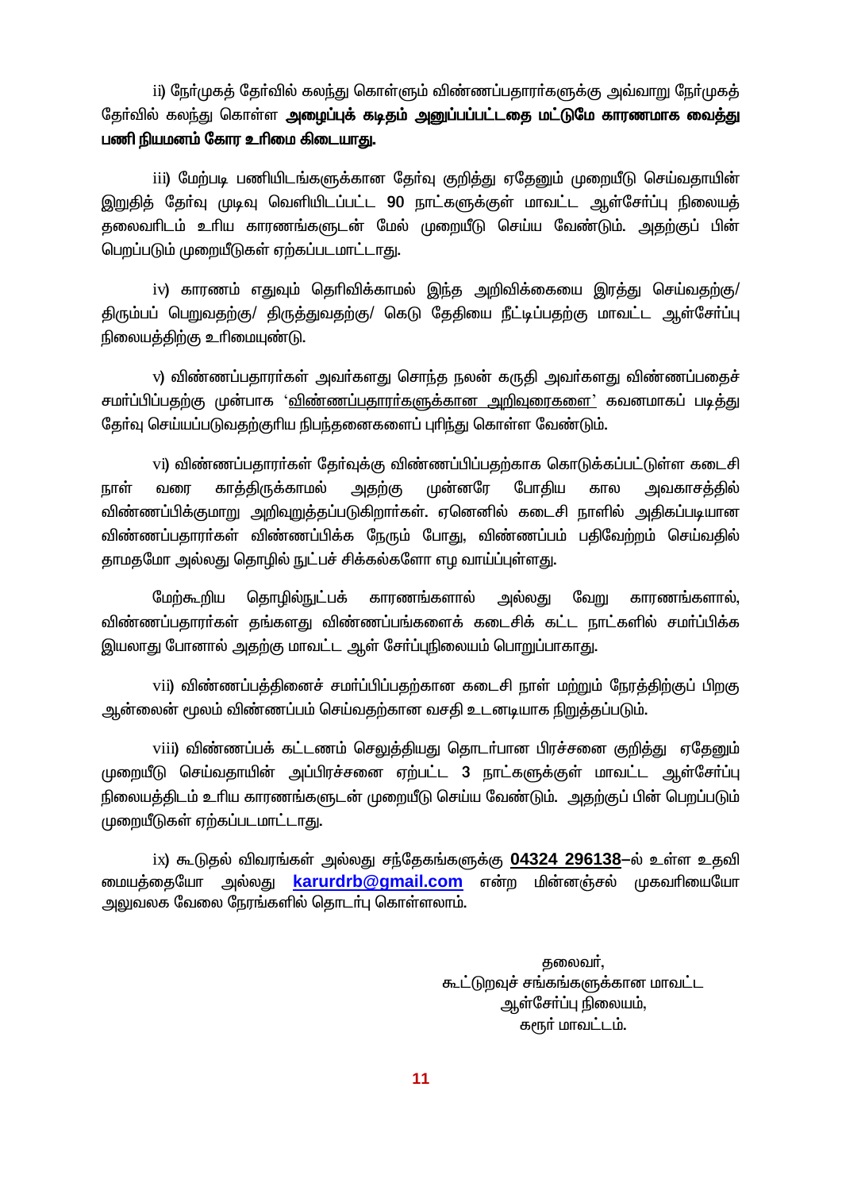ii) நேர்முகத் தேர்வில் கலந்து கொள்ளும் விண்ணப்பதாரர்களுக்கு அவ்வாறு நேர்முகத் தேர்வில் கலந்து கொள்ள **அழைப்புக் கடிதம் அனுப்பப்பட்டதை மட்டுமே காரணமாக வைத்து பணி நியமனம் கோர உரிமை கிடையாது.**

iii) மேற்படி பணியிடங்களுக்கான தேர்வு குறித்து ஏதேனும் முறையீடு செய்வதாயின் இறுதித் தேர்வு முடிவு வெளியிடப்பட்ட **90** நாட்களுக்குள் மாவட்ட ஆள்சேர்ப்பு நிலையத் தலைவரிடம் உரிய காரணங்களுடன் மேல் முறையீடு செய்ய வேண்டும். அதற்குப் பின் பெறப்படும் முறையீடுகள் ஏற்கப்படமாட்டாது.

iv) காரணம் எதுவும் தெரிவிக்காமல் இந்த அறிவிக்கையை இரத்து செய்வதற்கு/ திரும்பப் பெறுவதற்கு/ திருத்துவதற்கு/ கெடு தேதியை நீட்டிப்பதற்கு மாவட்ட ஆள்சேர்ப்பு நிலையத்திற்கு உரிமையுண்டு.

v) விண்ணப்பதாரர்கள் அவர்களது சொந்த நலன் கருதி அவர்களது விண்ணப்பதைச் சமர்ப்பிப்பதற்கு முன்பாக '<u>விண்ணப்பதாரர்களுக்கான அறிவுரைகளை</u>' கவனமாகப் படித்து தேர்வு செய்யப்படுவதற்குரிய நிபந்தனைகளைப் புரிந்து கொள்ள வேண்டும்.

vi) விண்ணப்பதாரர்கள் தேர்வுக்கு விண்ணப்பிப்பதற்காக கொடுக்கப்பட்டுள்ள கடைசி நாள் வரை காத்திருக்காமல் அதற்கு முன்னரே போதிய கால அவகாசத்தில் விண்ணப்பிக்குமாறு அறிவுறுத்தப்படுகிறார்கள். ஏனெனில் கடைசி நாளில் அதிகப்படியான விண்ணப்பதாரர்கள் விண்ணப்பிக்க நேரும் போது, விண்ணப்பம் பதிவேற்றம் செய்வதில் தாமதமோ அல்லது தொழில் நுட்பச் சிக்கல்களோ எழ வாய்ப்புள்ளது.

மேற்கூறிய தொழில்நுட்பக் காரணங்களால் அல்லது வேறு காரணங்களால், விண்ணப்பதாரர்கள் தங்களது விண்ணப்பங்களைக் கடைசிக் கட்ட நாட்களில் சமர்ப்பிக்க இயலாது போனால் அதற்கு மாவட்ட ஆள் சேர்ப்புநிலையம் பொறுப்பாகாது.

vii) விண்ணப்பத்தினைச் சமர்ப்பிப்பதற்கான கடைசி நாள் மற்றும் நேரத்திற்குப் பிறகு ஆன்லைன் மூலம் விண்ணப்பம் செய்வதற்கான வசதி உடனடியாக நிறுத்தப்படும்.

viii) விண்ணப்பக் கட்டணம் செலுத்தியது தொடர்பான பிரச்சனை குறித்து ஏதேனும் முறையீடு செய்வதாயின் அப்பிரச்சனை ஏற்பட்ட **3** நாட்களுக்குள் மாவட்ட ஆள்சேர்ப்பு நிலையத்திடம் உரிய காரணங்களுடன் முறையீடு செய்ய வேண்டும். அதற்குப் பின் பெறப்படும் முறையீடுகள் ஏற்கப்படமாட்டாது.

ix) கூடுதல் விவரங்கள் அல்லது சந்தேகங்களுக்கு **<u>04324 296138</u>**–ல் உள்ள உதவி மையத்தையோ அல்லது **<u>karurdrb@gmail.com</u>** என்ற மின்னஞ்சல் முகவரியையோ அலுவலக வேலை நேரங்களில் தொடர்பு கொள்ளலாம்.

தலைவர்,
கூட்டுறவுச் சங்கங்களுக்கான மாவட்ட
ஆள்சேர்ப்பு நிலையம்,
கரூர் மாவட்டம்.